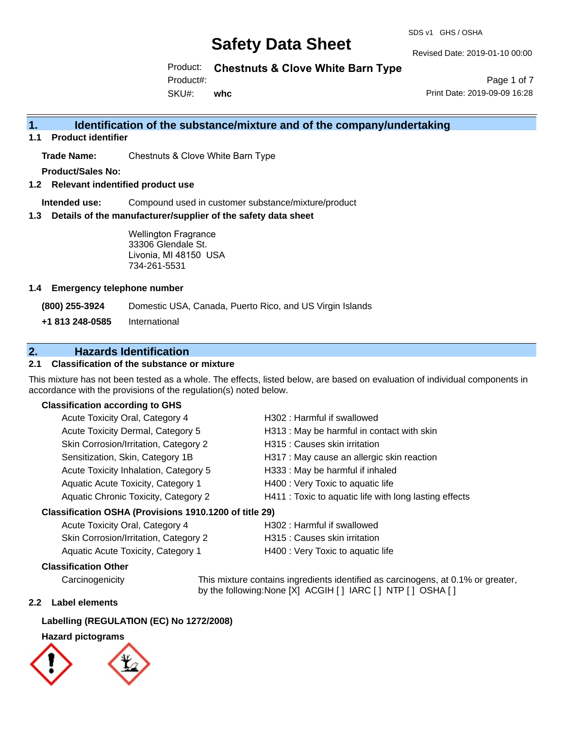# Safety Data Sheet

SDS v1 GHS / OSHA

Revised Date: 2019-01-10 00:00

Product: **Chestnuts & Clove White Barn Type**

Product#:

SKU#: **whc**

Print Date: 2019-09-09 16:28

## 1. Identification of the substance/mixture and of the company/undertaking

### 1.1 Product identifier

**Trade Name:** Chestnuts & Clove White Barn Type

**Product/Sales No:**

### 1.2 Relevant indentified product use

**Intended use:** Compound used in customer substance/mixture/product

### 1.3 Details of the manufacturer/supplier of the safety data sheet

Wellington Fragrance
33306 Glendale St.
Livonia, MI 48150 USA
734-261-5531

### 1.4 Emergency telephone number

**(800) 255-3924** Domestic USA, Canada, Puerto Rico, and US Virgin Islands

**+1 813 248-0585** International

## 2. Hazards Identification

### 2.1 Classification of the substance or mixture

This mixture has not been tested as a whole. The effects, listed below, are based on evaluation of individual components in accordance with the provisions of the regulation(s) noted below.

**Classification according to GHS**

| | |
|---|---|
| Acute Toxicity Oral, Category 4 | H302 : Harmful if swallowed |
| Acute Toxicity Dermal, Category 5 | H313 : May be harmful in contact with skin |
| Skin Corrosion/Irritation, Category 2 | H315 : Causes skin irritation |
| Sensitization, Skin, Category 1B | H317 : May cause an allergic skin reaction |
| Acute Toxicity Inhalation, Category 5 | H333 : May be harmful if inhaled |
| Aquatic Acute Toxicity, Category 1 | H400 : Very Toxic to aquatic life |
| Aquatic Chronic Toxicity, Category 2 | H411 : Toxic to aquatic life with long lasting effects |

**Classification OSHA (Provisions 1910.1200 of title 29)**

| | |
|---|---|
| Acute Toxicity Oral, Category 4 | H302 : Harmful if swallowed |
| Skin Corrosion/Irritation, Category 2 | H315 : Causes skin irritation |
| Aquatic Acute Toxicity, Category 1 | H400 : Very Toxic to aquatic life |

**Classification Other**

Carcinogenicity — This mixture contains ingredients identified as carcinogens, at 0.1% or greater, by the following:None [X] ACGIH [ ] IARC [ ] NTP [ ] OSHA [ ]

### 2.2 Label elements

**Labelling (REGULATION (EC) No 1272/2008)**

**Hazard pictograms**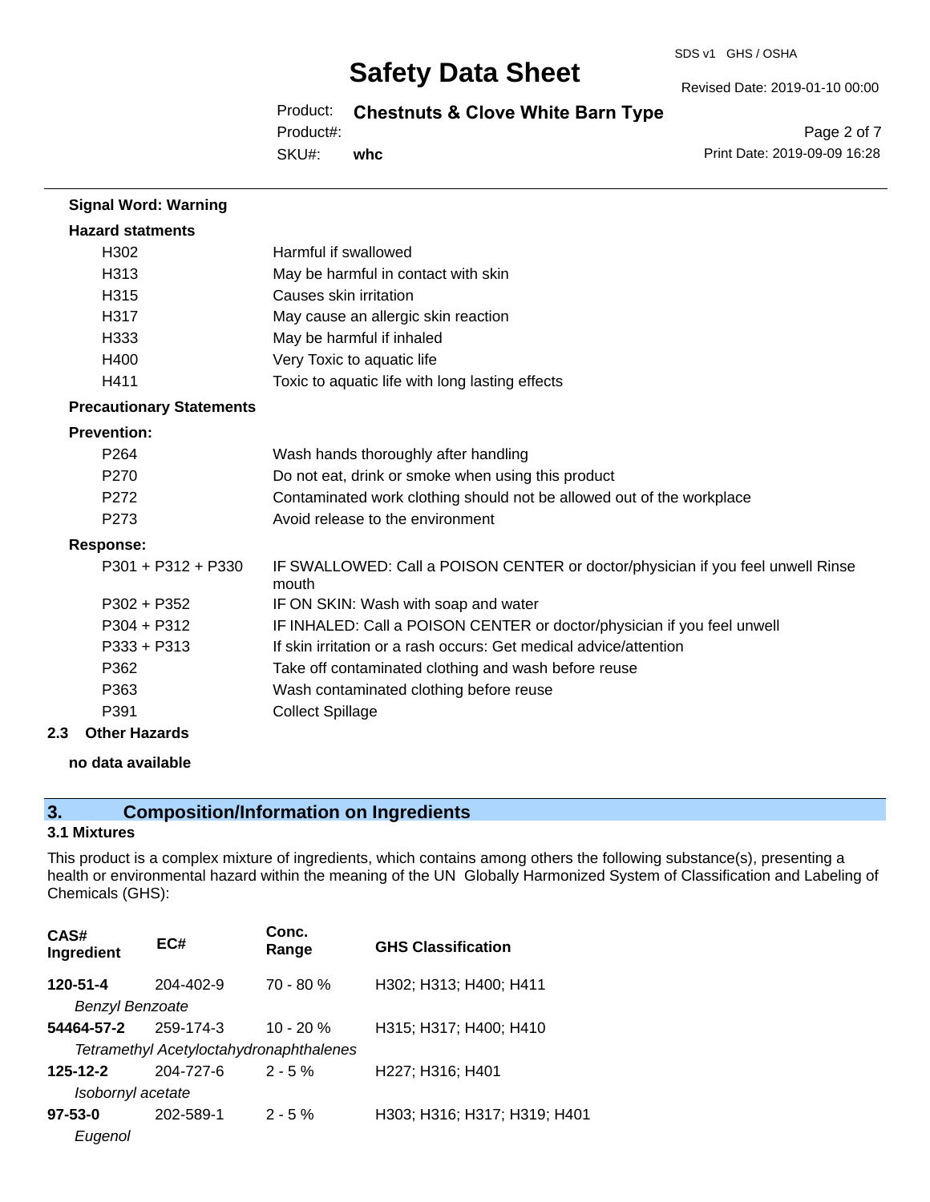**Signal Word: Warning**

**Hazard statments**

| | |
|---|---|
| H302 | Harmful if swallowed |
| H313 | May be harmful in contact with skin |
| H315 | Causes skin irritation |
| H317 | May cause an allergic skin reaction |
| H333 | May be harmful if inhaled |
| H400 | Very Toxic to aquatic life |
| H411 | Toxic to aquatic life with long lasting effects |

**Precautionary Statements**

**Prevention:**

| | |
|---|---|
| P264 | Wash hands thoroughly after handling |
| P270 | Do not eat, drink or smoke when using this product |
| P272 | Contaminated work clothing should not be allowed out of the workplace |
| P273 | Avoid release to the environment |

**Response:**

| | |
|---|---|
| P301 + P312 + P330 | IF SWALLOWED: Call a POISON CENTER or doctor/physician if you feel unwell Rinse mouth |
| P302 + P352 | IF ON SKIN: Wash with soap and water |
| P304 + P312 | IF INHALED: Call a POISON CENTER or doctor/physician if you feel unwell |
| P333 + P313 | If skin irritation or a rash occurs: Get medical advice/attention |
| P362 | Take off contaminated clothing and wash before reuse |
| P363 | Wash contaminated clothing before reuse |
| P391 | Collect Spillage |

### 2.3 Other Hazards

**no data available**

## 3. Composition/Information on Ingredients

### 3.1 Mixtures

This product is a complex mixture of ingredients, which contains among others the following substance(s), presenting a health or environmental hazard within the meaning of the UN Globally Harmonized System of Classification and Labeling of Chemicals (GHS):

| CAS# Ingredient | EC# | Conc. Range | GHS Classification |
|---|---|---|---|
| **120-51-4** | 204-402-9 | 70 - 80 % | H302; H313; H400; H411 |
| *Benzyl Benzoate* | | | |
| **54464-57-2** | 259-174-3 | 10 - 20 % | H315; H317; H400; H410 |
| *Tetramethyl Acetyloctahydronaphthalenes* | | | |
| **125-12-2** | 204-727-6 | 2 - 5 % | H227; H316; H401 |
| *Isobornyl acetate* | | | |
| **97-53-0** | 202-589-1 | 2 - 5 % | H303; H316; H317; H319; H401 |
| *Eugenol* | | | |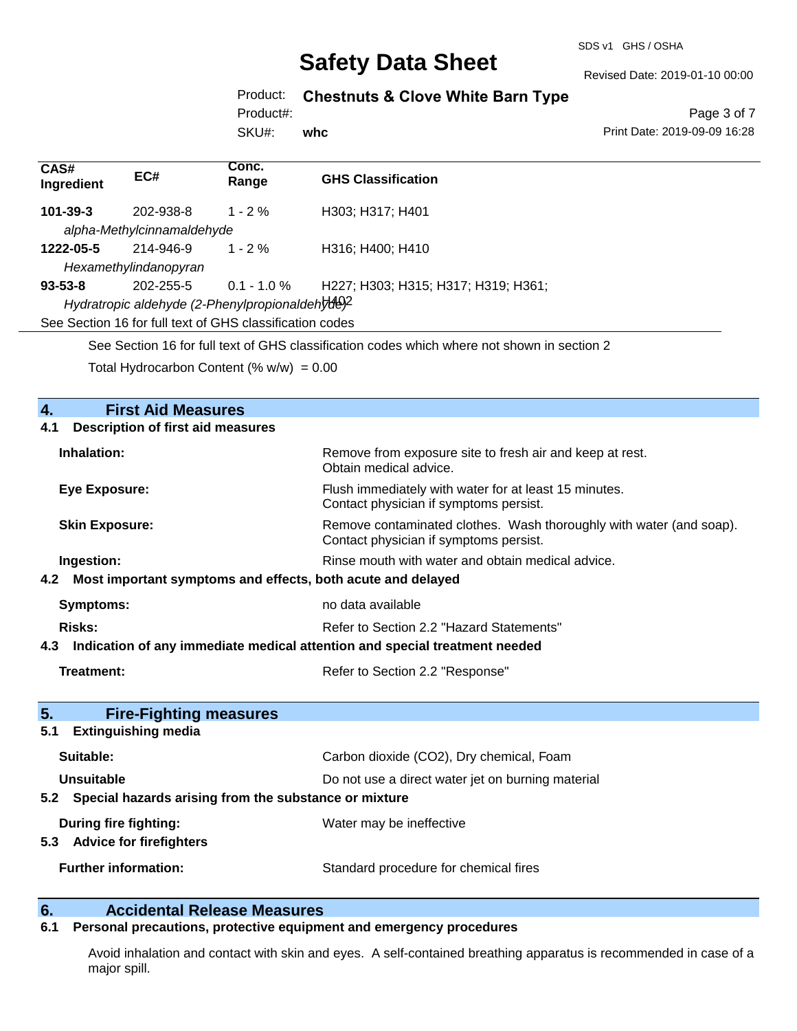| CAS# Ingredient | EC# | Conc. Range | GHS Classification |
|---|---|---|---|
| **101-39-3** | 202-938-8 | 1 - 2 % | H303; H317; H401 |
| *alpha-Methylcinnamaldehyde* | | | |
| **1222-05-5** | 214-946-9 | 1 - 2 % | H316; H400; H410 |
| *Hexamethylindanopyran* | | | |
| **93-53-8** | 202-255-5 | 0.1 - 1.0 % | H227; H303; H315; H317; H319; H361; H402 |
| *Hydratropic aldehyde (2-Phenylpropionaldehyde)* | | | |
| See Section 16 for full text of GHS classification codes | | | |

See Section 16 for full text of GHS classification codes which where not shown in section 2

Total Hydrocarbon Content (% w/w) = 0.00

## 4. First Aid Measures

### 4.1 Description of first aid measures

**Inhalation:** Remove from exposure site to fresh air and keep at rest. Obtain medical advice.

**Eye Exposure:** Flush immediately with water for at least 15 minutes. Contact physician if symptoms persist.

**Skin Exposure:** Remove contaminated clothes. Wash thoroughly with water (and soap). Contact physician if symptoms persist.

**Ingestion:** Rinse mouth with water and obtain medical advice.

### 4.2 Most important symptoms and effects, both acute and delayed

**Symptoms:** no data available

**Risks:** Refer to Section 2.2 "Hazard Statements"

### 4.3 Indication of any immediate medical attention and special treatment needed

**Treatment:** Refer to Section 2.2 "Response"

## 5. Fire-Fighting measures

### 5.1 Extinguishing media

**Suitable:** Carbon dioxide (CO2), Dry chemical, Foam

**Unsuitable** Do not use a direct water jet on burning material

### 5.2 Special hazards arising from the substance or mixture

**During fire fighting:** Water may be ineffective

### 5.3 Advice for firefighters

**Further information:** Standard procedure for chemical fires

## 6. Accidental Release Measures

### 6.1 Personal precautions, protective equipment and emergency procedures

Avoid inhalation and contact with skin and eyes. A self-contained breathing apparatus is recommended in case of a major spill.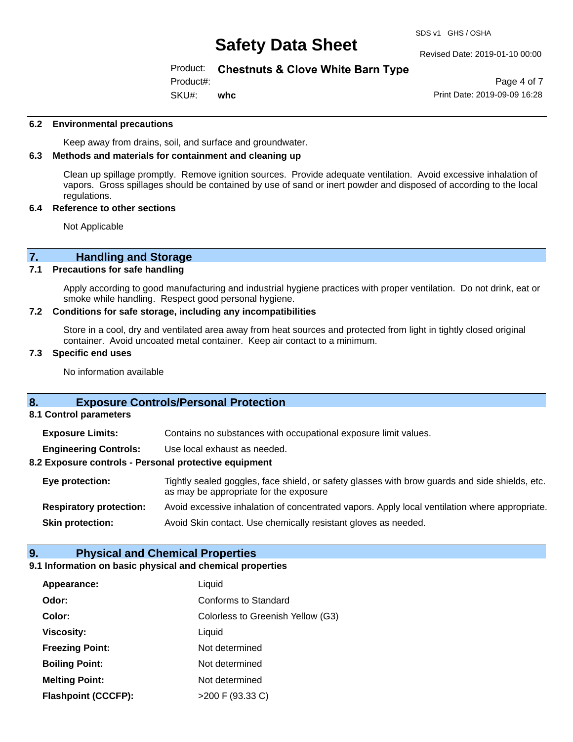### 6.2 Environmental precautions

Keep away from drains, soil, and surface and groundwater.

### 6.3 Methods and materials for containment and cleaning up

Clean up spillage promptly. Remove ignition sources. Provide adequate ventilation. Avoid excessive inhalation of vapors. Gross spillages should be contained by use of sand or inert powder and disposed of according to the local regulations.

### 6.4 Reference to other sections

Not Applicable

## 7. Handling and Storage

### 7.1 Precautions for safe handling

Apply according to good manufacturing and industrial hygiene practices with proper ventilation. Do not drink, eat or smoke while handling. Respect good personal hygiene.

### 7.2 Conditions for safe storage, including any incompatibilities

Store in a cool, dry and ventilated area away from heat sources and protected from light in tightly closed original container. Avoid uncoated metal container. Keep air contact to a minimum.

### 7.3 Specific end uses

No information available

## 8. Exposure Controls/Personal Protection

### 8.1 Control parameters

**Exposure Limits:** Contains no substances with occupational exposure limit values.

**Engineering Controls:** Use local exhaust as needed.

### 8.2 Exposure controls - Personal protective equipment

**Eye protection:** Tightly sealed goggles, face shield, or safety glasses with brow guards and side shields, etc. as may be appropriate for the exposure

**Respiratory protection:** Avoid excessive inhalation of concentrated vapors. Apply local ventilation where appropriate.

**Skin protection:** Avoid Skin contact. Use chemically resistant gloves as needed.

## 9. Physical and Chemical Properties

### 9.1 Information on basic physical and chemical properties

**Appearance:** Liquid

**Odor:** Conforms to Standard

**Color:** Colorless to Greenish Yellow (G3)

**Viscosity:** Liquid

**Freezing Point:** Not determined

**Boiling Point:** Not determined

**Melting Point:** Not determined

**Flashpoint (CCCFP):** >200 F (93.33 C)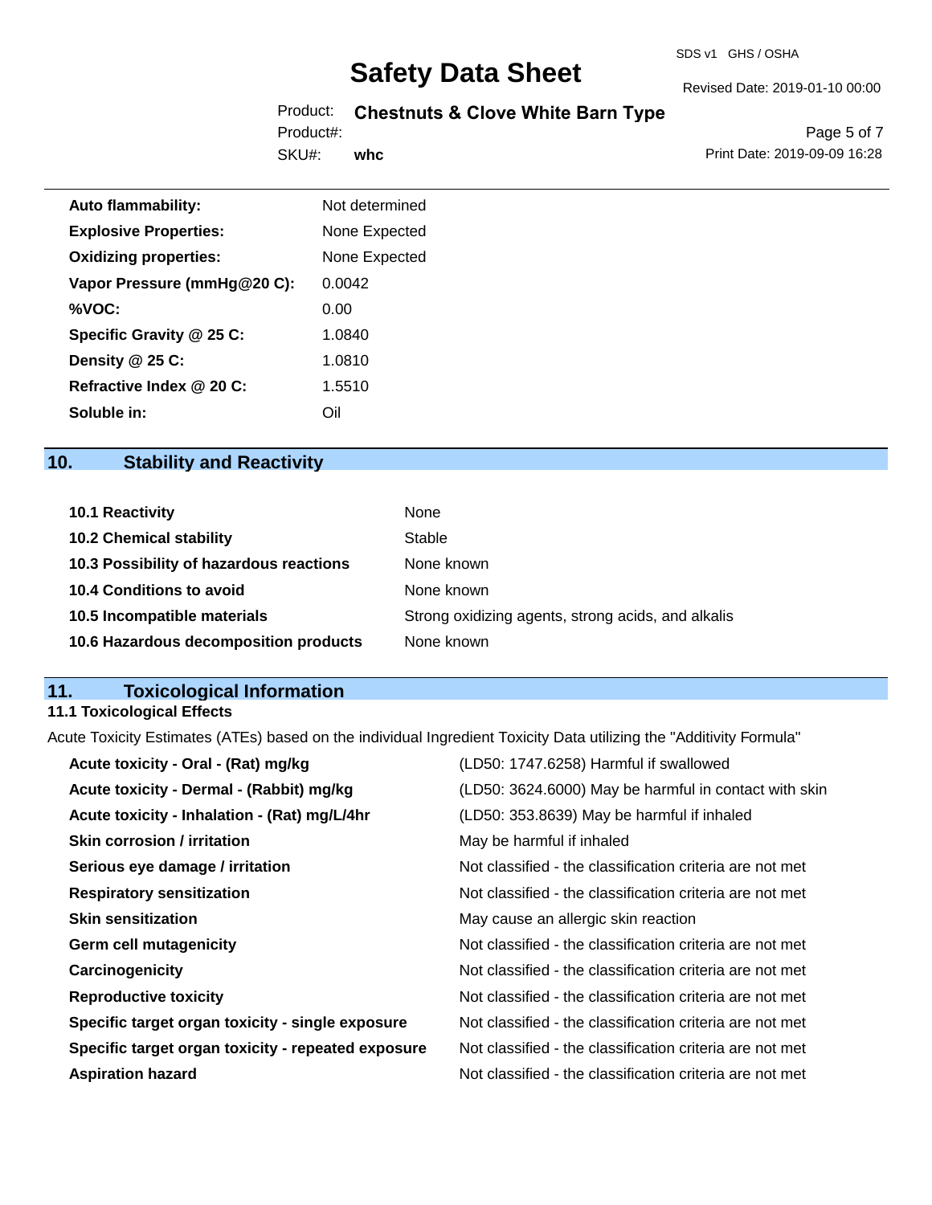| | |
|---|---|
| **Auto flammability:** | Not determined |
| **Explosive Properties:** | None Expected |
| **Oxidizing properties:** | None Expected |
| **Vapor Pressure (mmHg@20 C):** | 0.0042 |
| **%VOC:** | 0.00 |
| **Specific Gravity @ 25 C:** | 1.0840 |
| **Density @ 25 C:** | 1.0810 |
| **Refractive Index @ 20 C:** | 1.5510 |
| **Soluble in:** | Oil |

## 10. Stability and Reactivity

| | |
|---|---|
| **10.1 Reactivity** | None |
| **10.2 Chemical stability** | Stable |
| **10.3 Possibility of hazardous reactions** | None known |
| **10.4 Conditions to avoid** | None known |
| **10.5 Incompatible materials** | Strong oxidizing agents, strong acids, and alkalis |
| **10.6 Hazardous decomposition products** | None known |

## 11. Toxicological Information

### 11.1 Toxicological Effects

Acute Toxicity Estimates (ATEs) based on the individual Ingredient Toxicity Data utilizing the "Additivity Formula"

| | |
|---|---|
| **Acute toxicity - Oral - (Rat) mg/kg** | (LD50: 1747.6258) Harmful if swallowed |
| **Acute toxicity - Dermal - (Rabbit) mg/kg** | (LD50: 3624.6000) May be harmful in contact with skin |
| **Acute toxicity - Inhalation - (Rat) mg/L/4hr** | (LD50: 353.8639) May be harmful if inhaled |
| **Skin corrosion / irritation** | May be harmful if inhaled |
| **Serious eye damage / irritation** | Not classified - the classification criteria are not met |
| **Respiratory sensitization** | Not classified - the classification criteria are not met |
| **Skin sensitization** | May cause an allergic skin reaction |
| **Germ cell mutagenicity** | Not classified - the classification criteria are not met |
| **Carcinogenicity** | Not classified - the classification criteria are not met |
| **Reproductive toxicity** | Not classified - the classification criteria are not met |
| **Specific target organ toxicity - single exposure** | Not classified - the classification criteria are not met |
| **Specific target organ toxicity - repeated exposure** | Not classified - the classification criteria are not met |
| **Aspiration hazard** | Not classified - the classification criteria are not met |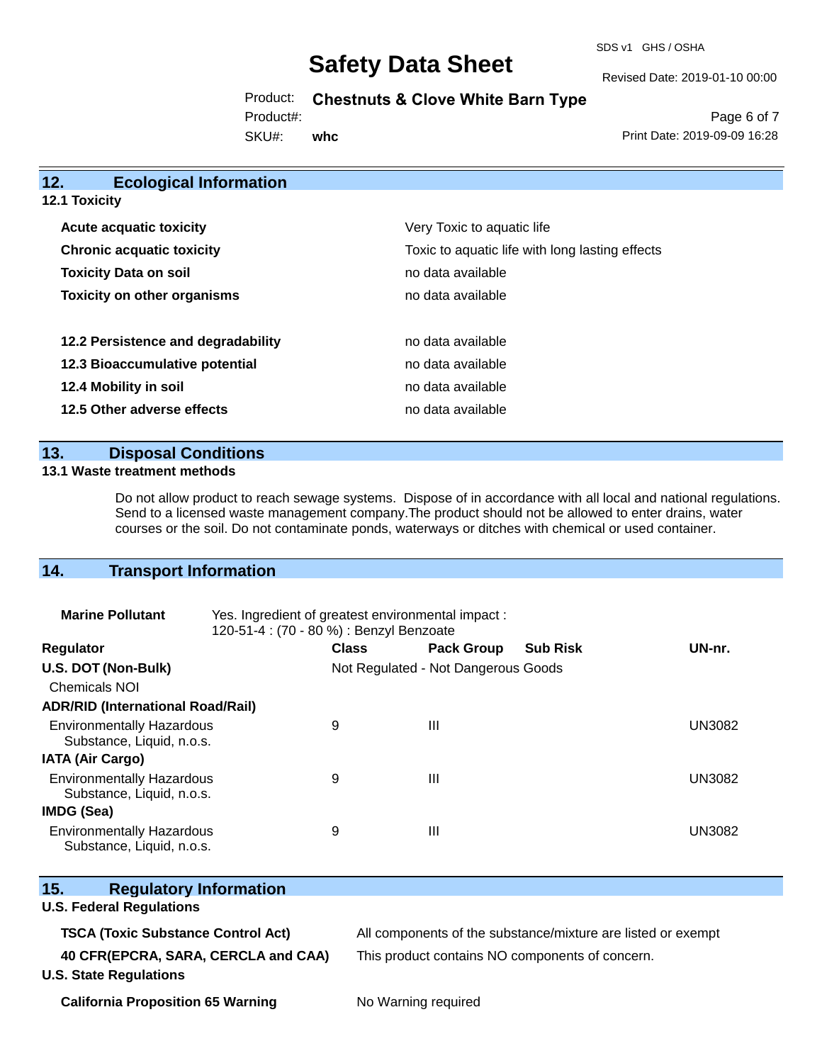## 12. Ecological Information

### 12.1 Toxicity

| | |
|---|---|
| **Acute acquatic toxicity** | Very Toxic to aquatic life |
| **Chronic acquatic toxicity** | Toxic to aquatic life with long lasting effects |
| **Toxicity Data on soil** | no data available |
| **Toxicity on other organisms** | no data available |
| **12.2 Persistence and degradability** | no data available |
| **12.3 Bioaccumulative potential** | no data available |
| **12.4 Mobility in soil** | no data available |
| **12.5 Other adverse effects** | no data available |

## 13. Disposal Conditions

### 13.1 Waste treatment methods

Do not allow product to reach sewage systems. Dispose of in accordance with all local and national regulations. Send to a licensed waste management company.The product should not be allowed to enter drains, water courses or the soil. Do not contaminate ponds, waterways or ditches with chemical or used container.

## 14. Transport Information

**Marine Pollutant** Yes. Ingredient of greatest environmental impact : 120-51-4 : (70 - 80 %) : Benzyl Benzoate

| Regulator | Class | Pack Group | Sub Risk | UN-nr. |
|---|---|---|---|---|
| **U.S. DOT (Non-Bulk)** | Not Regulated - Not Dangerous Goods | | | |
| Chemicals NOI | | | | |
| **ADR/RID (International Road/Rail)** | | | | |
| Environmentally Hazardous Substance, Liquid, n.o.s. | 9 | III | | UN3082 |
| **IATA (Air Cargo)** | | | | |
| Environmentally Hazardous Substance, Liquid, n.o.s. | 9 | III | | UN3082 |
| **IMDG (Sea)** | | | | |
| Environmentally Hazardous Substance, Liquid, n.o.s. | 9 | III | | UN3082 |

## 15. Regulatory Information

### U.S. Federal Regulations

| | |
|---|---|
| **TSCA (Toxic Substance Control Act)** | All components of the substance/mixture are listed or exempt |
| **40 CFR(EPCRA, SARA, CERCLA and CAA)** | This product contains NO components of concern. |

### U.S. State Regulations

| | |
|---|---|
| **California Proposition 65 Warning** | No Warning required |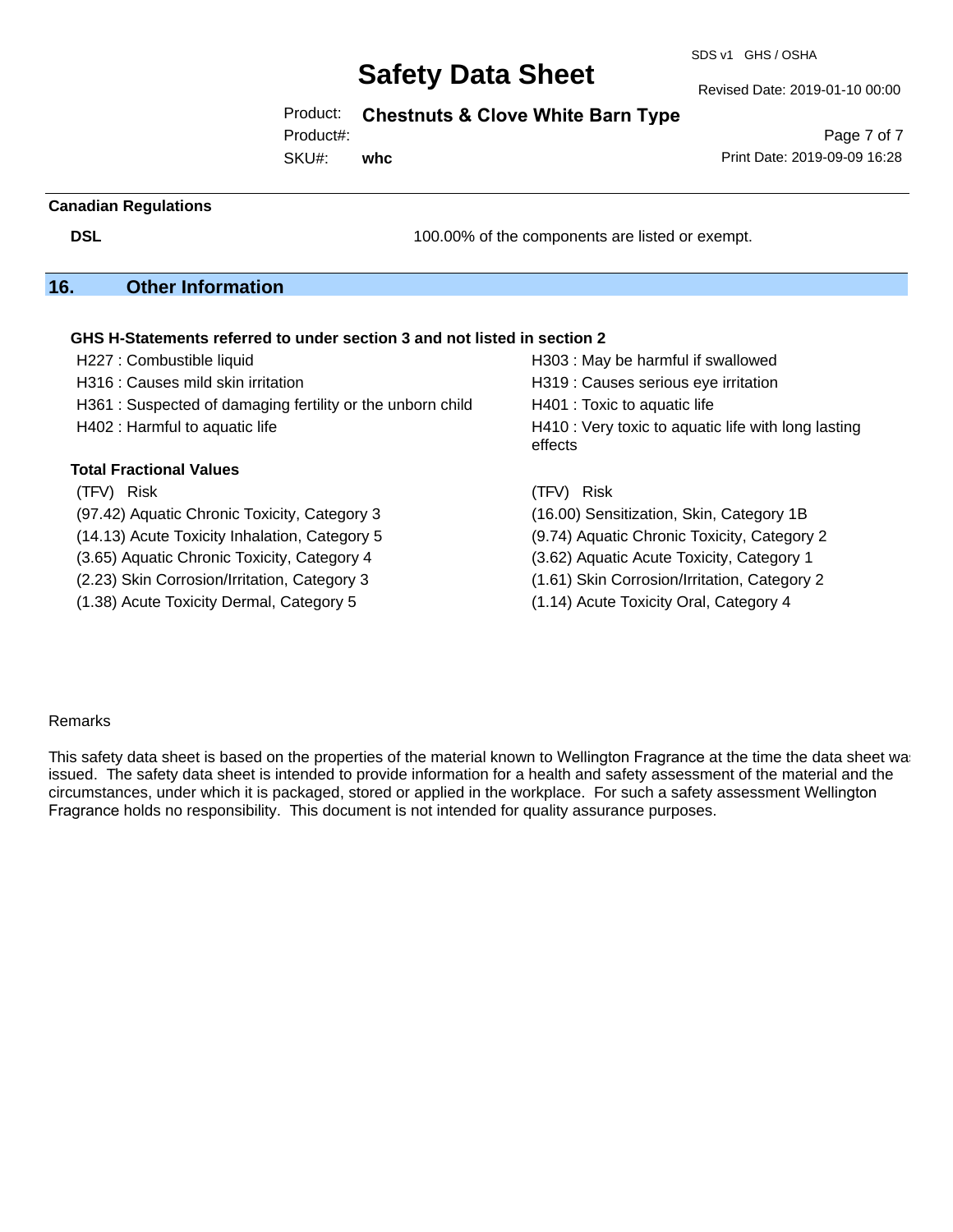### Canadian Regulations

**DSL** 100.00% of the components are listed or exempt.

## 16. Other Information

**GHS H-Statements referred to under section 3 and not listed in section 2**

H227 : Combustible liquid

H303 : May be harmful if swallowed

H316 : Causes mild skin irritation

H319 : Causes serious eye irritation

H361 : Suspected of damaging fertility or the unborn child

H401 : Toxic to aquatic life

H402 : Harmful to aquatic life

H410 : Very toxic to aquatic life with long lasting effects

**Total Fractional Values**

| (TFV) Risk | (TFV) Risk |
|---|---|
| (97.42) Aquatic Chronic Toxicity, Category 3 | (16.00) Sensitization, Skin, Category 1B |
| (14.13) Acute Toxicity Inhalation, Category 5 | (9.74) Aquatic Chronic Toxicity, Category 2 |
| (3.65) Aquatic Chronic Toxicity, Category 4 | (3.62) Aquatic Acute Toxicity, Category 1 |
| (2.23) Skin Corrosion/Irritation, Category 3 | (1.61) Skin Corrosion/Irritation, Category 2 |
| (1.38) Acute Toxicity Dermal, Category 5 | (1.14) Acute Toxicity Oral, Category 4 |

Remarks

This safety data sheet is based on the properties of the material known to Wellington Fragrance at the time the data sheet was issued. The safety data sheet is intended to provide information for a health and safety assessment of the material and the circumstances, under which it is packaged, stored or applied in the workplace. For such a safety assessment Wellington Fragrance holds no responsibility. This document is not intended for quality assurance purposes.